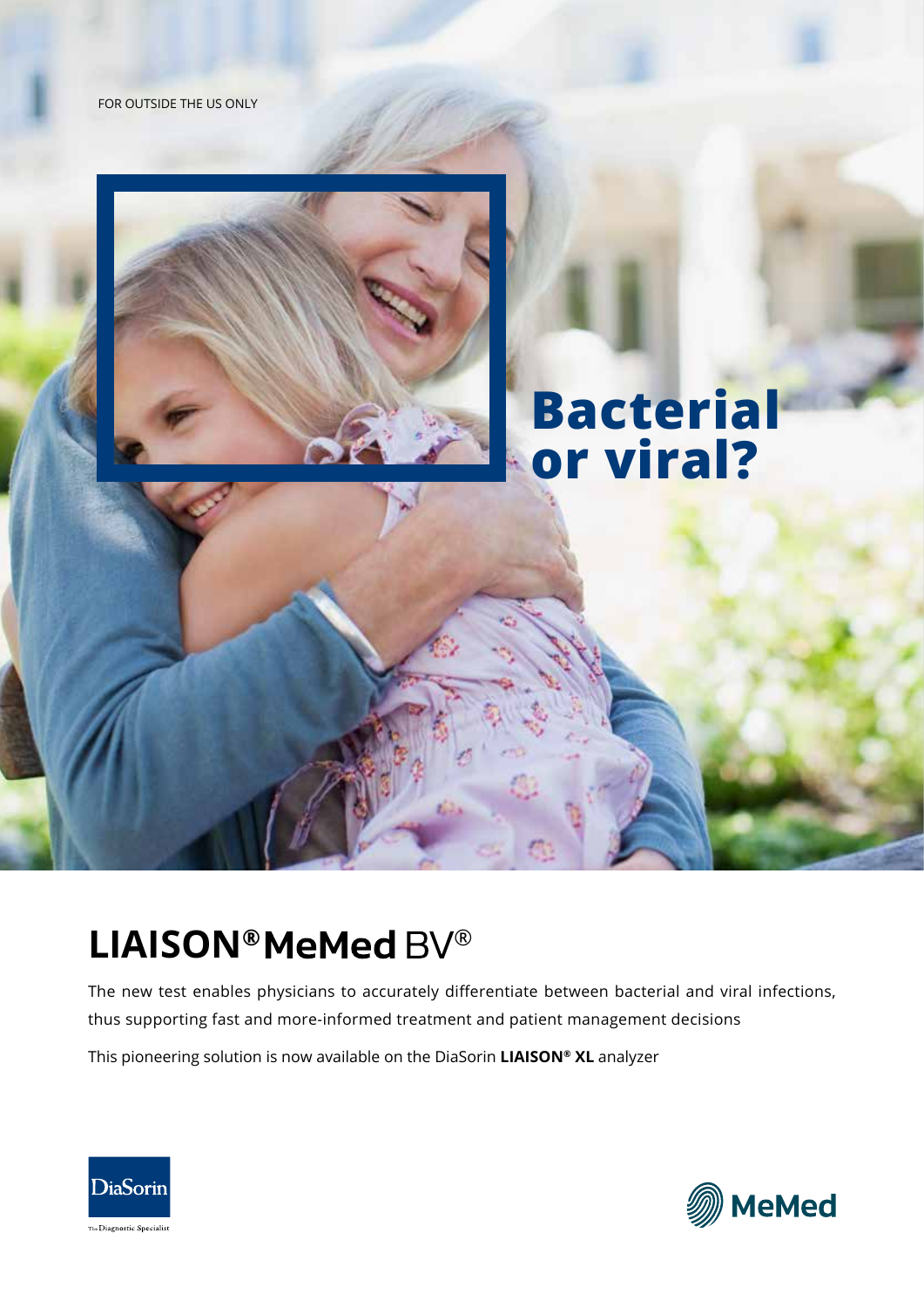FOR OUTSIDE THE US ONLY

# Bacterial or viral?

## LIAISON® MeMed BV®

The new test enables physicians to accurately differentiate between bacterial and viral infections, thus supporting fast and more-informed treatment and patient management decisions

This pioneering solution is now available on the DiaSorin **LIAISON® XL** analyzer

DiaSorin
The Diagnostic Specialist

MeMed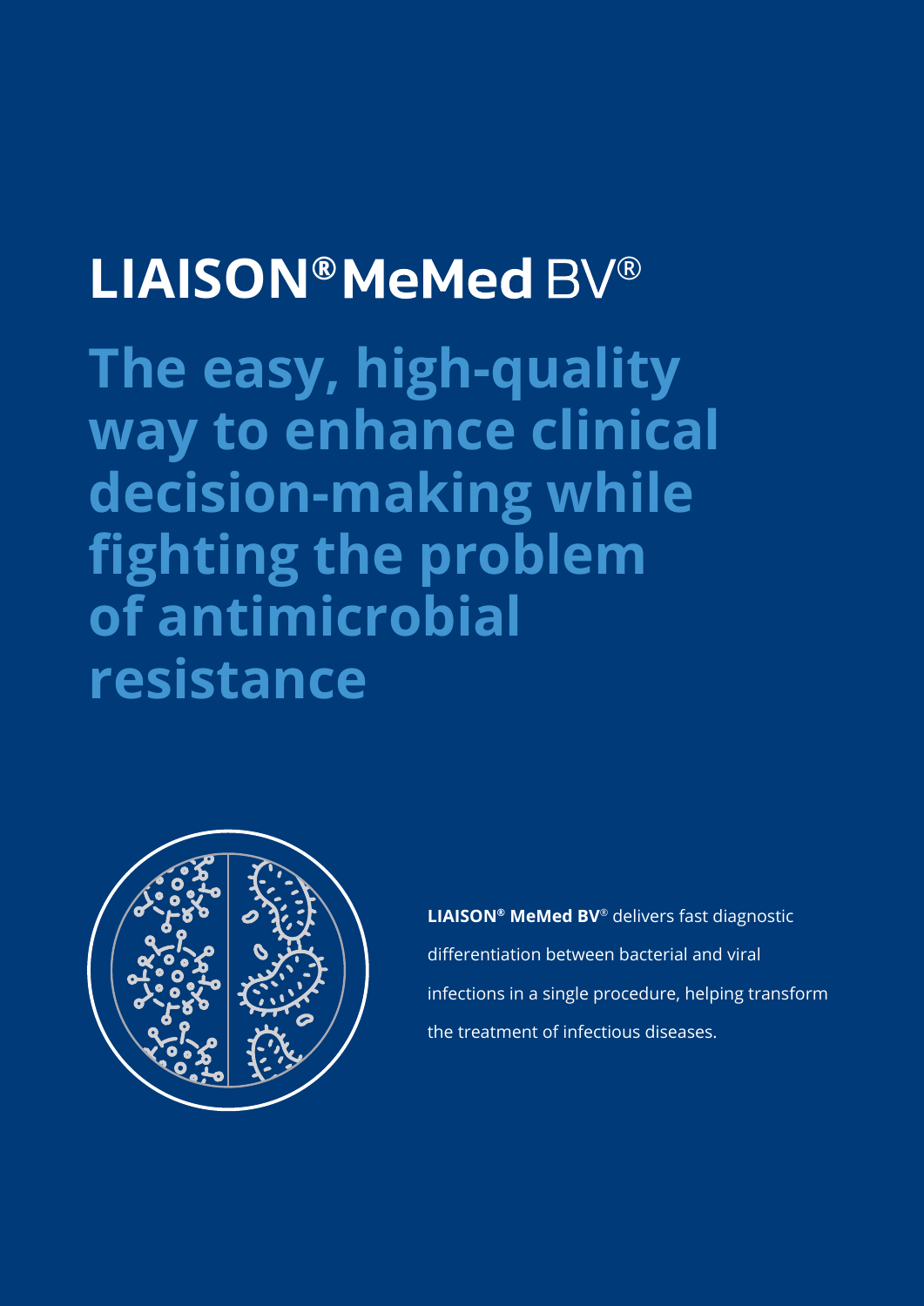# LIAISON® MeMed BV®

## The easy, high-quality way to enhance clinical decision-making while fighting the problem of antimicrobial resistance

**LIAISON® MeMed BV®** delivers fast diagnostic differentiation between bacterial and viral infections in a single procedure, helping transform the treatment of infectious diseases.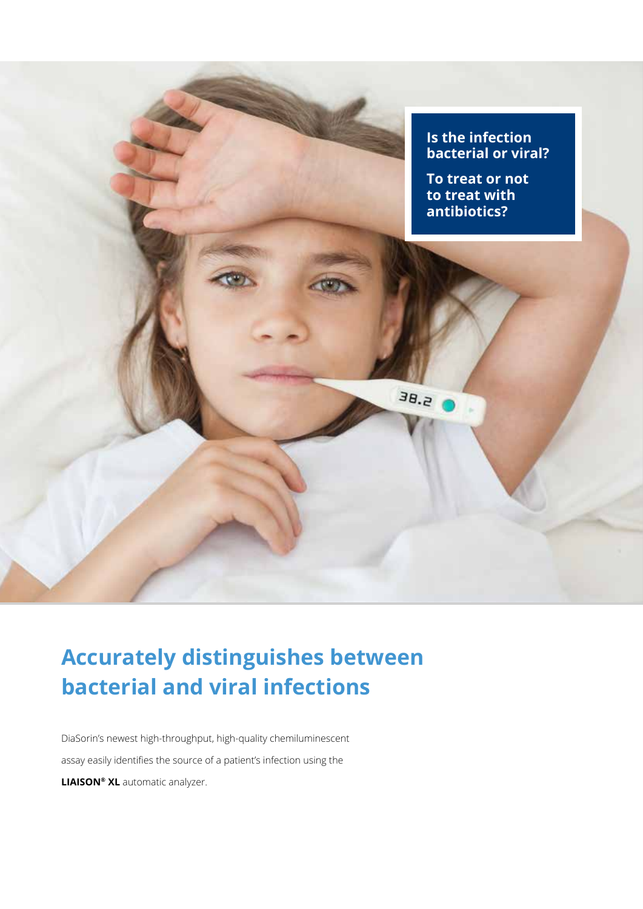**Is the infection bacterial or viral?**

**To treat or not to treat with antibiotics?**

# Accurately distinguishes between bacterial and viral infections

DiaSorin's newest high-throughput, high-quality chemiluminescent assay easily identifies the source of a patient's infection using the **LIAISON® XL** automatic analyzer.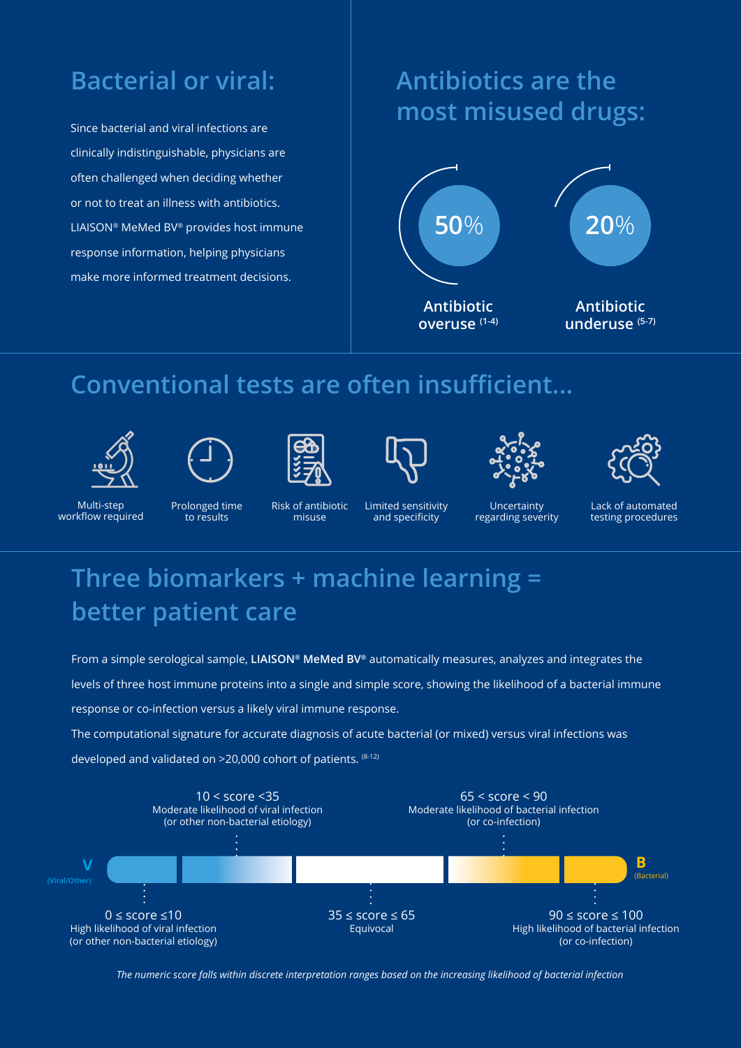## Bacterial or viral:

Since bacterial and viral infections are clinically indistinguishable, physicians are often challenged when deciding whether or not to treat an illness with antibiotics. LIAISON® MeMed BV® provides host immune response information, helping physicians make more informed treatment decisions.

## Antibiotics are the most misused drugs:

**50%** Antibiotic overuse [1-4]

**20%** Antibiotic underuse [5-7]

## Conventional tests are often insufficient...

- Multi-step workflow required
- Prolonged time to results
- Risk of antibiotic misuse
- Limited sensitivity and specificity
- Uncertainty regarding severity
- Lack of automated testing procedures

## Three biomarkers + machine learning = better patient care

From a simple serological sample, **LIAISON® MeMed BV®** automatically measures, analyzes and integrates the levels of three host immune proteins into a single and simple score, showing the likelihood of a bacterial immune response or co-infection versus a likely viral immune response.

The computational signature for accurate diagnosis of acute bacterial (or mixed) versus viral infections was developed and validated on >20,000 cohort of patients. [8-12]

V (Viral/Other) — B (Bacterial)

- $0 \leq$ score $\leq 10$: High likelihood of viral infection (or other non-bacterial etiology)
- $10 <$ score $< 35$: Moderate likelihood of viral infection (or other non-bacterial etiology)
- $35 \leq$ score $\leq 65$: Equivocal
- $65 <$ score $< 90$: Moderate likelihood of bacterial infection (or co-infection)
- $90 \leq$ score $\leq 100$: High likelihood of bacterial infection (or co-infection)

*The numeric score falls within discrete interpretation ranges based on the increasing likelihood of bacterial infection*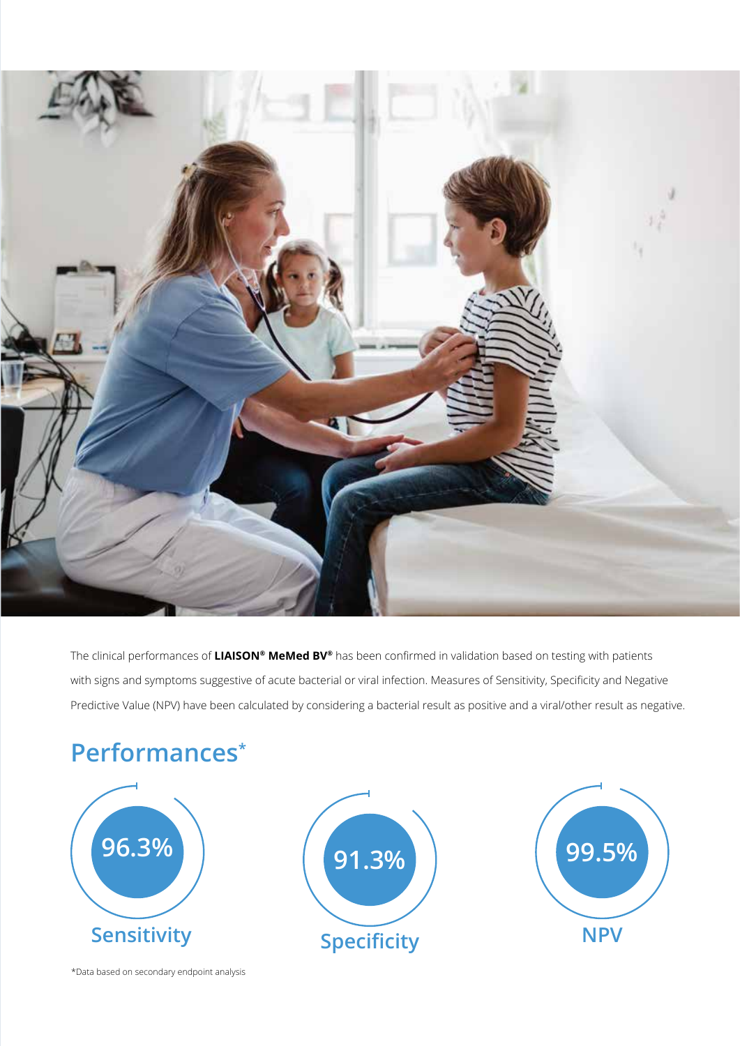The clinical performances of **LIAISON® MeMed BV®** has been confirmed in validation based on testing with patients with signs and symptoms suggestive of acute bacterial or viral infection. Measures of Sensitivity, Specificity and Negative Predictive Value (NPV) have been calculated by considering a bacterial result as positive and a viral/other result as negative.

## Performances*

**96.3%**
Sensitivity

**91.3%**
Specificity

**99.5%**
NPV

*Data based on secondary endpoint analysis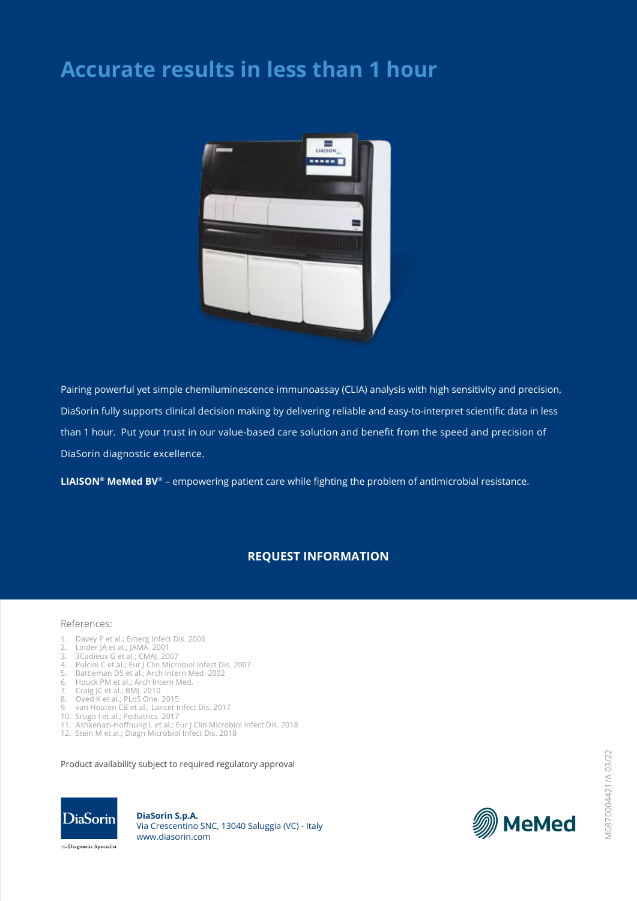# Accurate results in less than 1 hour

Pairing powerful yet simple chemiluminescence immunoassay (CLIA) analysis with high sensitivity and precision, DiaSorin fully supports clinical decision making by delivering reliable and easy-to-interpret scientific data in less than 1 hour. Put your trust in our value-based care solution and benefit from the speed and precision of DiaSorin diagnostic excellence.

**LIAISON® MeMed BV®** – empowering patient care while fighting the problem of antimicrobial resistance.

**REQUEST INFORMATION**

References:

1. Davey P et al.; Emerg Infect Dis. 2006
2. Linder JA et al.; JAMA. 2001
3. 3Cadieux G et al.; CMAJ. 2007
4. Pulcini C et al.; Eur J Clin Microbiol Infect Dis. 2007
5. Battleman DS et al.; Arch Intern Med. 2002
6. Houck PM et al.; Arch Intern Med.
7. Craig JC et al.; BMJ. 2010
8. Oved K et al.; PLoS One. 2015
9. van Houten CB et al.; Lancet Infect Dis. 2017
10. Srugo I et al.; Pediatrics. 2017
11. Ashkenazi-Hoffnung L et al.; Eur J Clin Microbiol Infect Dis. 2018
12. Stein M et al.; Diagn Microbiol Infect Dis. 2018

Product availability subject to required regulatory approval

DiaSorin
The Diagnostic Specialist

**DiaSorin S.p.A.**
Via Crescentino SNC, 13040 Saluggia (VC) - Italy
www.diasorin.com

MeMed

M0870004421/A 03/22